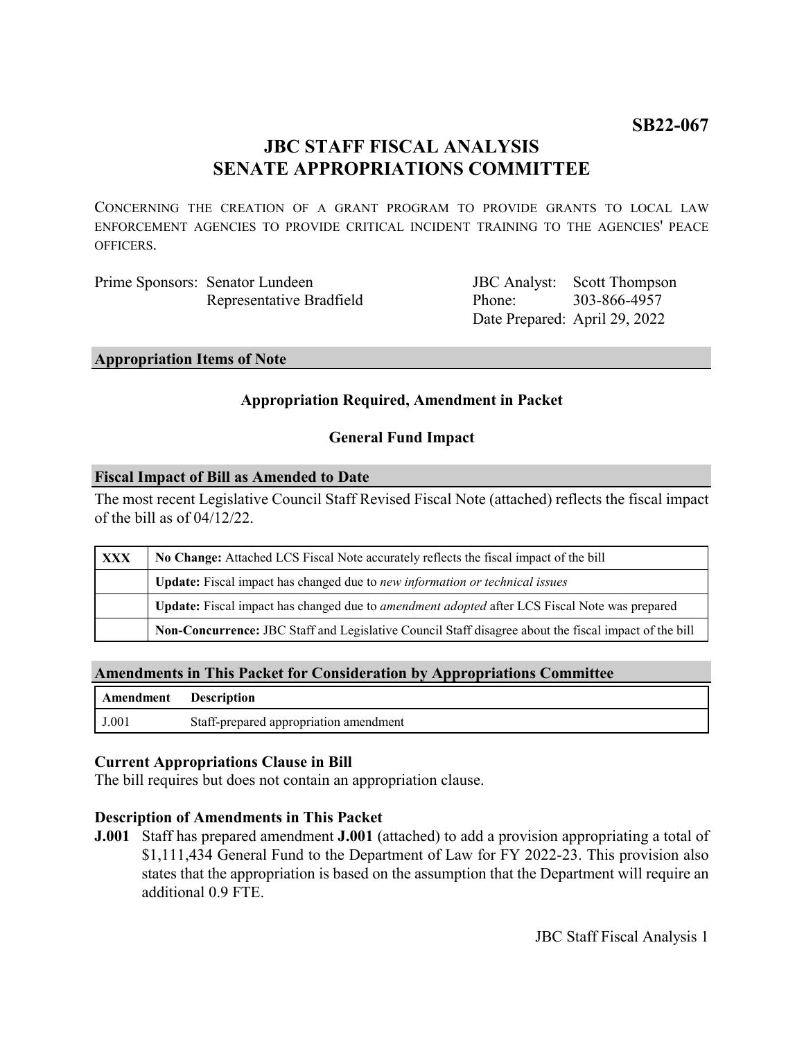**SB22-067**

# JBC STAFF FISCAL ANALYSIS
# SENATE APPROPRIATIONS COMMITTEE

CONCERNING THE CREATION OF A GRANT PROGRAM TO PROVIDE GRANTS TO LOCAL LAW ENFORCEMENT AGENCIES TO PROVIDE CRITICAL INCIDENT TRAINING TO THE AGENCIES' PEACE OFFICERS.

| | | | |
|---|---|---|---|
| Prime Sponsors: | Senator Lundeen | JBC Analyst: | Scott Thompson |
| | Representative Bradfield | Phone: | 303-866-4957 |
| | | Date Prepared: | April 29, 2022 |

## Appropriation Items of Note

**Appropriation Required, Amendment in Packet**

**General Fund Impact**

## Fiscal Impact of Bill as Amended to Date

The most recent Legislative Council Staff Revised Fiscal Note (attached) reflects the fiscal impact of the bill as of 04/12/22.

| | |
|---|---|
| **XXX** | **No Change:** Attached LCS Fiscal Note accurately reflects the fiscal impact of the bill |
| | **Update:** Fiscal impact has changed due to *new information or technical issues* |
| | **Update:** Fiscal impact has changed due to *amendment adopted* after LCS Fiscal Note was prepared |
| | **Non-Concurrence:** JBC Staff and Legislative Council Staff disagree about the fiscal impact of the bill |

## Amendments in This Packet for Consideration by Appropriations Committee

| Amendment | Description |
|---|---|
| J.001 | Staff-prepared appropriation amendment |

### Current Appropriations Clause in Bill

The bill requires but does not contain an appropriation clause.

### Description of Amendments in This Packet

**J.001** Staff has prepared amendment **J.001** (attached) to add a provision appropriating a total of $1,111,434 General Fund to the Department of Law for FY 2022-23. This provision also states that the appropriation is based on the assumption that the Department will require an additional 0.9 FTE.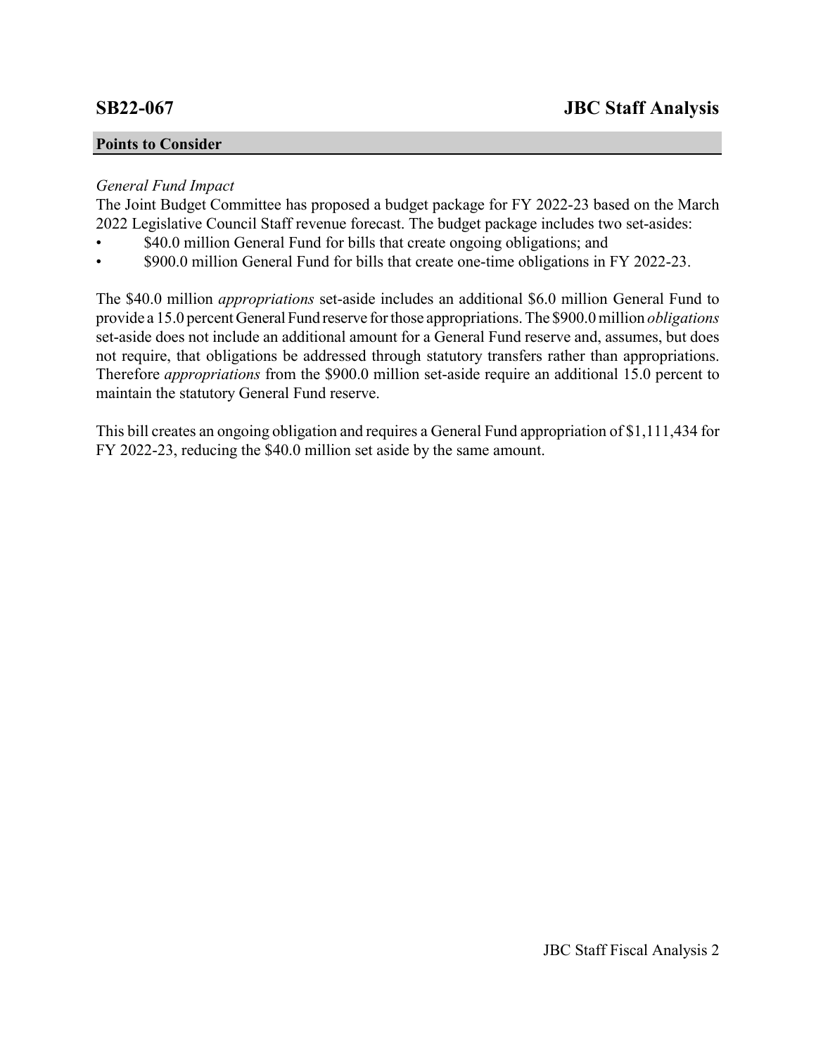## Points to Consider

*General Fund Impact*

The Joint Budget Committee has proposed a budget package for FY 2022-23 based on the March 2022 Legislative Council Staff revenue forecast. The budget package includes two set-asides:

- $40.0 million General Fund for bills that create ongoing obligations; and
- $900.0 million General Fund for bills that create one-time obligations in FY 2022-23.

The $40.0 million *appropriations* set-aside includes an additional $6.0 million General Fund to provide a 15.0 percent General Fund reserve for those appropriations. The $900.0 million *obligations* set-aside does not include an additional amount for a General Fund reserve and, assumes, but does not require, that obligations be addressed through statutory transfers rather than appropriations. Therefore *appropriations* from the $900.0 million set-aside require an additional 15.0 percent to maintain the statutory General Fund reserve.

This bill creates an ongoing obligation and requires a General Fund appropriation of $1,111,434 for FY 2022-23, reducing the $40.0 million set aside by the same amount.